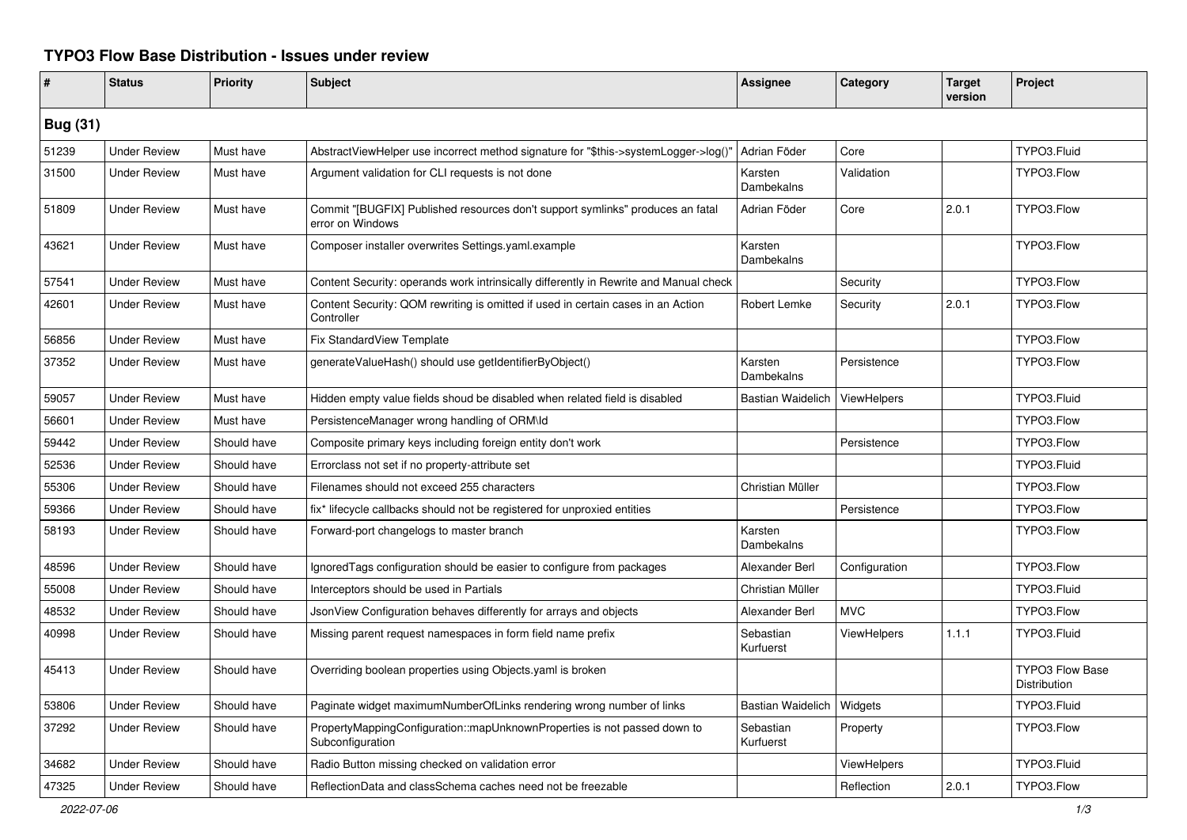# TYPO3 Flow Base Distribution - Issues under review

| # | Status | Priority | Subject | Assignee | Category | Target version | Project |
|---|---|---|---|---|---|---|---|
| **Bug (31)** | | | | | | | |
| 51239 | Under Review | Must have | AbstractViewHelper use incorrect method signature for "$this->systemLogger->log()" | Adrian Föder | Core | | TYPO3.Fluid |
| 31500 | Under Review | Must have | Argument validation for CLI requests is not done | Karsten Dambekalns | Validation | | TYPO3.Flow |
| 51809 | Under Review | Must have | Commit "[BUGFIX] Published resources don't support symlinks" produces an fatal error on Windows | Adrian Föder | Core | 2.0.1 | TYPO3.Flow |
| 43621 | Under Review | Must have | Composer installer overwrites Settings.yaml.example | Karsten Dambekalns | | | TYPO3.Flow |
| 57541 | Under Review | Must have | Content Security: operands work intrinsically differently in Rewrite and Manual check | | Security | | TYPO3.Flow |
| 42601 | Under Review | Must have | Content Security: QOM rewriting is omitted if used in certain cases in an Action Controller | Robert Lemke | Security | 2.0.1 | TYPO3.Flow |
| 56856 | Under Review | Must have | Fix StandardView Template | | | | TYPO3.Flow |
| 37352 | Under Review | Must have | generateValueHash() should use getIdentifierByObject() | Karsten Dambekalns | Persistence | | TYPO3.Flow |
| 59057 | Under Review | Must have | Hidden empty value fields shoud be disabled when related field is disabled | Bastian Waidelich | ViewHelpers | | TYPO3.Fluid |
| 56601 | Under Review | Must have | PersistenceManager wrong handling of ORM\Id | | | | TYPO3.Flow |
| 59442 | Under Review | Should have | Composite primary keys including foreign entity don't work | | Persistence | | TYPO3.Flow |
| 52536 | Under Review | Should have | Errorclass not set if no property-attribute set | | | | TYPO3.Fluid |
| 55306 | Under Review | Should have | Filenames should not exceed 255 characters | Christian Müller | | | TYPO3.Flow |
| 59366 | Under Review | Should have | fix* lifecycle callbacks should not be registered for unproxied entities | | Persistence | | TYPO3.Flow |
| 58193 | Under Review | Should have | Forward-port changelogs to master branch | Karsten Dambekalns | | | TYPO3.Flow |
| 48596 | Under Review | Should have | IgnoredTags configuration should be easier to configure from packages | Alexander Berl | Configuration | | TYPO3.Flow |
| 55008 | Under Review | Should have | Interceptors should be used in Partials | Christian Müller | | | TYPO3.Fluid |
| 48532 | Under Review | Should have | JsonView Configuration behaves differently for arrays and objects | Alexander Berl | MVC | | TYPO3.Flow |
| 40998 | Under Review | Should have | Missing parent request namespaces in form field name prefix | Sebastian Kurfuerst | ViewHelpers | 1.1.1 | TYPO3.Fluid |
| 45413 | Under Review | Should have | Overriding boolean properties using Objects.yaml is broken | | | | TYPO3 Flow Base Distribution |
| 53806 | Under Review | Should have | Paginate widget maximumNumberOfLinks rendering wrong number of links | Bastian Waidelich | Widgets | | TYPO3.Fluid |
| 37292 | Under Review | Should have | PropertyMappingConfiguration::mapUnknownProperties is not passed down to Subconfiguration | Sebastian Kurfuerst | Property | | TYPO3.Flow |
| 34682 | Under Review | Should have | Radio Button missing checked on validation error | | ViewHelpers | | TYPO3.Fluid |
| 47325 | Under Review | Should have | ReflectionData and classSchema caches need not be freezable | | Reflection | 2.0.1 | TYPO3.Flow |

*2022-07-06*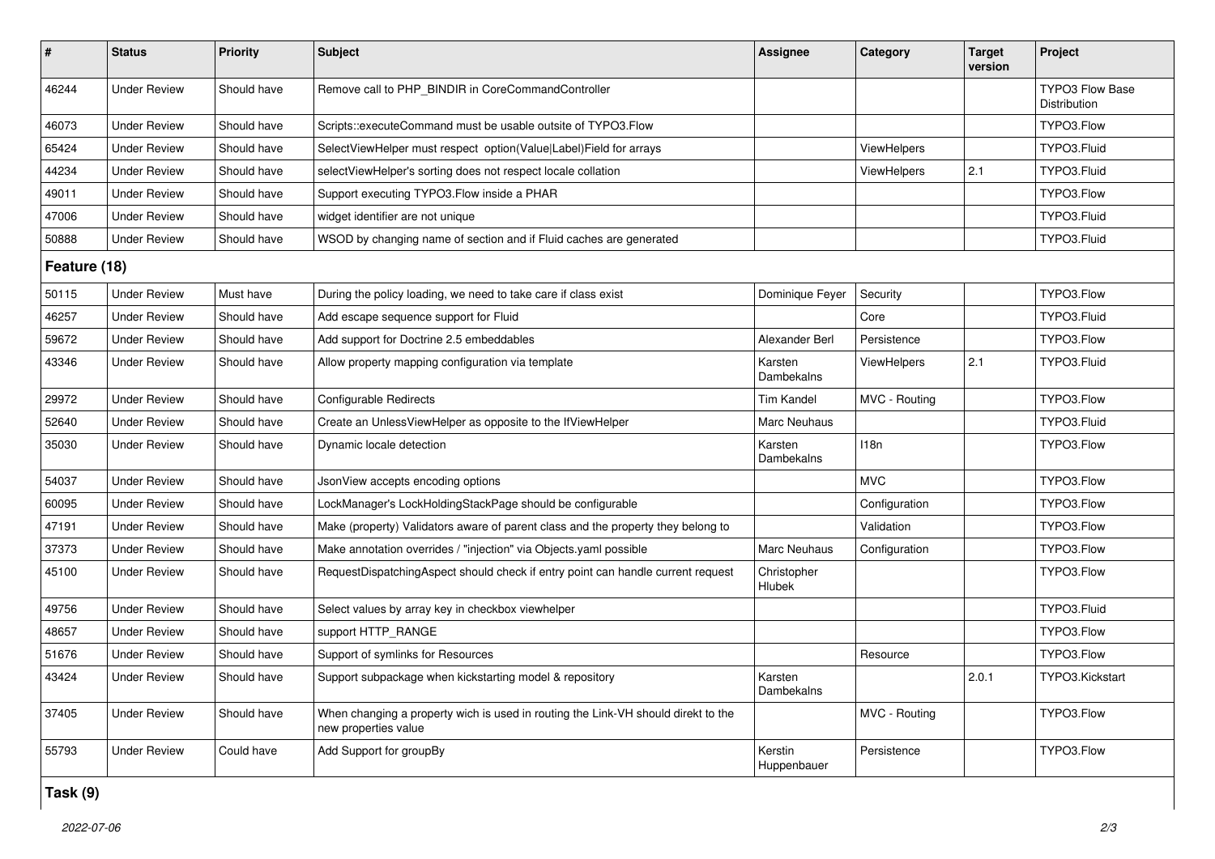| # | Status | Priority | Subject | Assignee | Category | Target version | Project |
|---|---|---|---|---|---|---|---|
| 46244 | Under Review | Should have | Remove call to PHP_BINDIR in CoreCommandController | | | | TYPO3 Flow Base Distribution |
| 46073 | Under Review | Should have | Scripts::executeCommand must be usable outsite of TYPO3.Flow | | | | TYPO3.Flow |
| 65424 | Under Review | Should have | SelectViewHelper must respect option(Value\|Label)Field for arrays | | ViewHelpers | | TYPO3.Fluid |
| 44234 | Under Review | Should have | selectViewHelper's sorting does not respect locale collation | | ViewHelpers | 2.1 | TYPO3.Fluid |
| 49011 | Under Review | Should have | Support executing TYPO3.Flow inside a PHAR | | | | TYPO3.Flow |
| 47006 | Under Review | Should have | widget identifier are not unique | | | | TYPO3.Fluid |
| 50888 | Under Review | Should have | WSOD by changing name of section and if Fluid caches are generated | | | | TYPO3.Fluid |

## Feature (18)

| # | Status | Priority | Subject | Assignee | Category | Target version | Project |
|---|---|---|---|---|---|---|---|
| 50115 | Under Review | Must have | During the policy loading, we need to take care if class exist | Dominique Feyer | Security | | TYPO3.Flow |
| 46257 | Under Review | Should have | Add escape sequence support for Fluid | | Core | | TYPO3.Fluid |
| 59672 | Under Review | Should have | Add support for Doctrine 2.5 embeddables | Alexander Berl | Persistence | | TYPO3.Flow |
| 43346 | Under Review | Should have | Allow property mapping configuration via template | Karsten Dambekalns | ViewHelpers | 2.1 | TYPO3.Fluid |
| 29972 | Under Review | Should have | Configurable Redirects | Tim Kandel | MVC - Routing | | TYPO3.Flow |
| 52640 | Under Review | Should have | Create an UnlessViewHelper as opposite to the IfViewHelper | Marc Neuhaus | | | TYPO3.Fluid |
| 35030 | Under Review | Should have | Dynamic locale detection | Karsten Dambekalns | I18n | | TYPO3.Flow |
| 54037 | Under Review | Should have | JsonView accepts encoding options | | MVC | | TYPO3.Flow |
| 60095 | Under Review | Should have | LockManager's LockHoldingStackPage should be configurable | | Configuration | | TYPO3.Flow |
| 47191 | Under Review | Should have | Make (property) Validators aware of parent class and the property they belong to | | Validation | | TYPO3.Flow |
| 37373 | Under Review | Should have | Make annotation overrides / "injection" via Objects.yaml possible | Marc Neuhaus | Configuration | | TYPO3.Flow |
| 45100 | Under Review | Should have | RequestDispatchingAspect should check if entry point can handle current request | Christopher Hlubek | | | TYPO3.Flow |
| 49756 | Under Review | Should have | Select values by array key in checkbox viewhelper | | | | TYPO3.Fluid |
| 48657 | Under Review | Should have | support HTTP_RANGE | | | | TYPO3.Flow |
| 51676 | Under Review | Should have | Support of symlinks for Resources | | Resource | | TYPO3.Flow |
| 43424 | Under Review | Should have | Support subpackage when kickstarting model & repository | Karsten Dambekalns | | 2.0.1 | TYPO3.Kickstart |
| 37405 | Under Review | Should have | When changing a property wich is used in routing the Link-VH should direkt to the new properties value | | MVC - Routing | | TYPO3.Flow |
| 55793 | Under Review | Could have | Add Support for groupBy | Kerstin Huppenbauer | Persistence | | TYPO3.Flow |

## Task (9)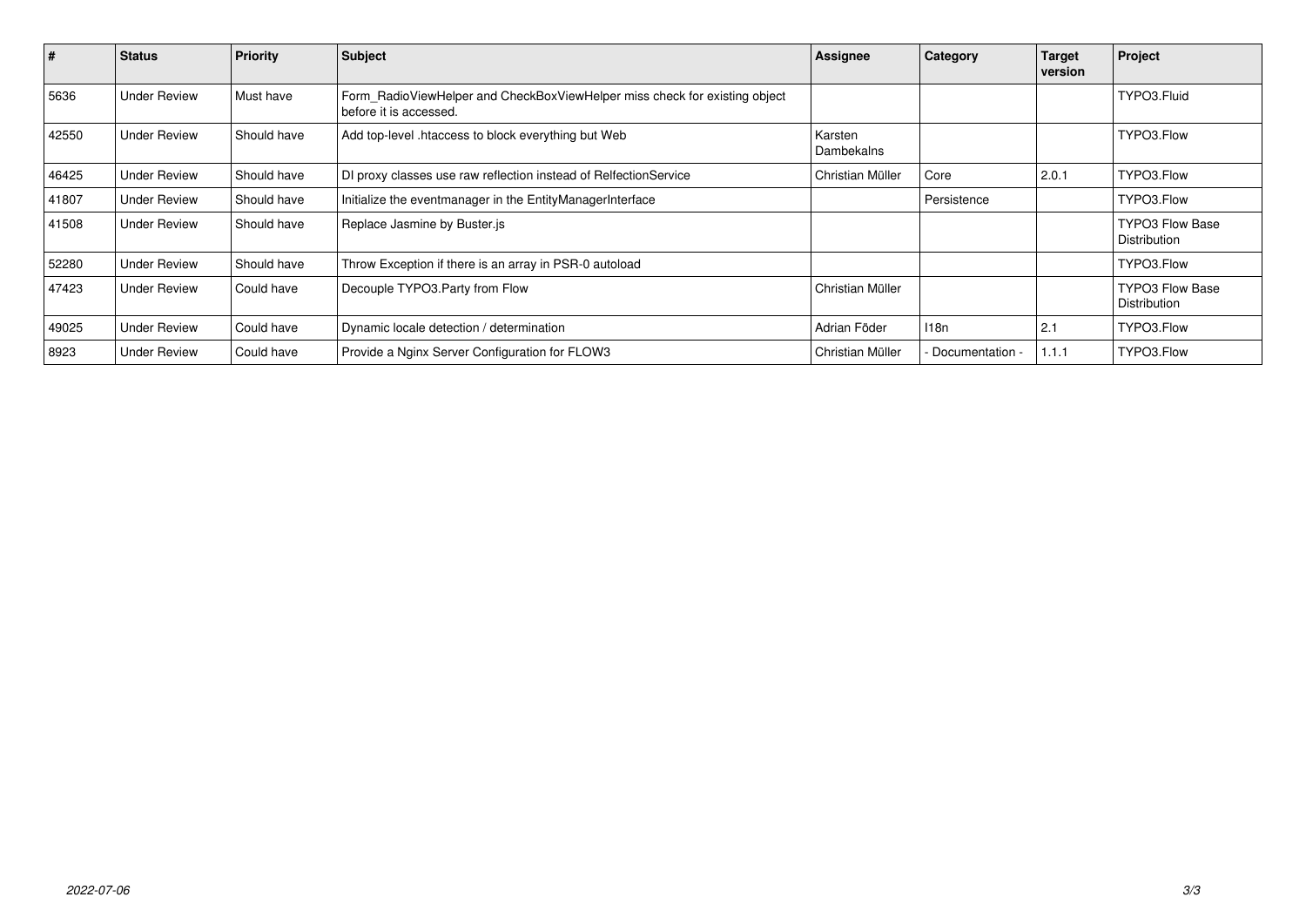| # | Status | Priority | Subject | Assignee | Category | Target version | Project |
|---|---|---|---|---|---|---|---|
| 5636 | Under Review | Must have | Form_RadioViewHelper and CheckBoxViewHelper miss check for existing object before it is accessed. | | | | TYPO3.Fluid |
| 42550 | Under Review | Should have | Add top-level .htaccess to block everything but Web | Karsten Dambekalns | | | TYPO3.Flow |
| 46425 | Under Review | Should have | DI proxy classes use raw reflection instead of RelfectionService | Christian Müller | Core | 2.0.1 | TYPO3.Flow |
| 41807 | Under Review | Should have | Initialize the eventmanager in the EntityManagerInterface | | Persistence | | TYPO3.Flow |
| 41508 | Under Review | Should have | Replace Jasmine by Buster.js | | | | TYPO3 Flow Base Distribution |
| 52280 | Under Review | Should have | Throw Exception if there is an array in PSR-0 autoload | | | | TYPO3.Flow |
| 47423 | Under Review | Could have | Decouple TYPO3.Party from Flow | Christian Müller | | | TYPO3 Flow Base Distribution |
| 49025 | Under Review | Could have | Dynamic locale detection / determination | Adrian Föder | I18n | 2.1 | TYPO3.Flow |
| 8923 | Under Review | Could have | Provide a Nginx Server Configuration for FLOW3 | Christian Müller | - Documentation - | 1.1.1 | TYPO3.Flow |

*2022-07-06*